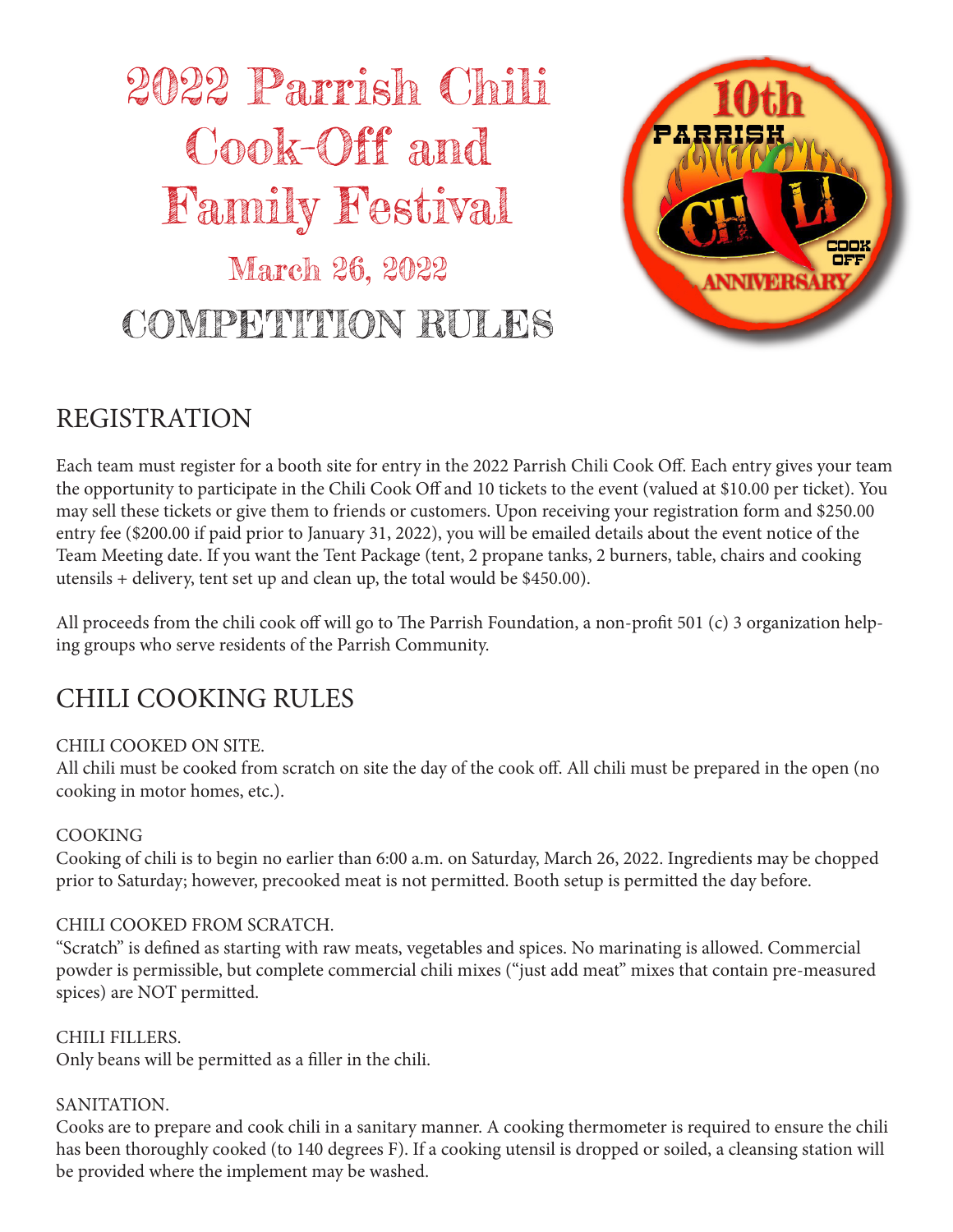# 2022 Parrish Chili Cook-Off and Family Festival

## March 26, 2022

# COMPETITION RULES

## REGISTRATION

Each team must register for a booth site for entry in the 2022 Parrish Chili Cook Off. Each entry gives your team the opportunity to participate in the Chili Cook Off and 10 tickets to the event (valued at $10.00 per ticket). You may sell these tickets or give them to friends or customers. Upon receiving your registration form and $250.00 entry fee ($200.00 if paid prior to January 31, 2022), you will be emailed details about the event notice of the Team Meeting date. If you want the Tent Package (tent, 2 propane tanks, 2 burners, table, chairs and cooking utensils + delivery, tent set up and clean up, the total would be $450.00).

All proceeds from the chili cook off will go to The Parrish Foundation, a non-profit 501 (c) 3 organization helping groups who serve residents of the Parrish Community.

## CHILI COOKING RULES

CHILI COOKED ON SITE.
All chili must be cooked from scratch on site the day of the cook off. All chili must be prepared in the open (no cooking in motor homes, etc.).

COOKING
Cooking of chili is to begin no earlier than 6:00 a.m. on Saturday, March 26, 2022. Ingredients may be chopped prior to Saturday; however, precooked meat is not permitted. Booth setup is permitted the day before.

CHILI COOKED FROM SCRATCH.
"Scratch" is defined as starting with raw meats, vegetables and spices. No marinating is allowed. Commercial powder is permissible, but complete commercial chili mixes ("just add meat" mixes that contain pre-measured spices) are NOT permitted.

CHILI FILLERS.
Only beans will be permitted as a filler in the chili.

SANITATION.
Cooks are to prepare and cook chili in a sanitary manner. A cooking thermometer is required to ensure the chili has been thoroughly cooked (to 140 degrees F). If a cooking utensil is dropped or soiled, a cleansing station will be provided where the implement may be washed.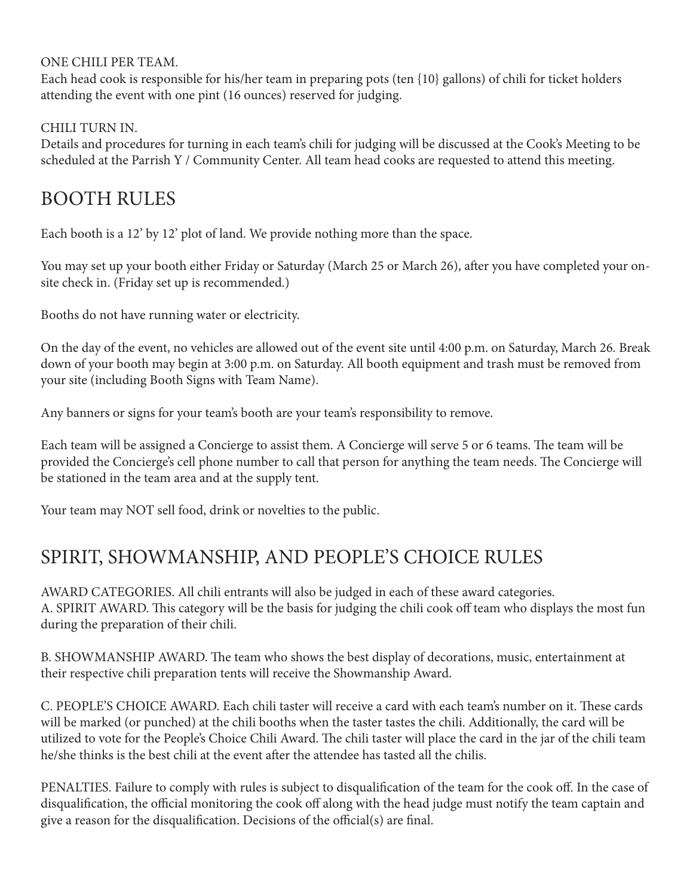ONE CHILI PER TEAM.
Each head cook is responsible for his/her team in preparing pots (ten {10} gallons) of chili for ticket holders attending the event with one pint (16 ounces) reserved for judging.

CHILI TURN IN.
Details and procedures for turning in each team's chili for judging will be discussed at the Cook's Meeting to be scheduled at the Parrish Y / Community Center. All team head cooks are requested to attend this meeting.

## BOOTH RULES

Each booth is a 12' by 12' plot of land. We provide nothing more than the space.

You may set up your booth either Friday or Saturday (March 25 or March 26), after you have completed your on-site check in. (Friday set up is recommended.)

Booths do not have running water or electricity.

On the day of the event, no vehicles are allowed out of the event site until 4:00 p.m. on Saturday, March 26. Break down of your booth may begin at 3:00 p.m. on Saturday. All booth equipment and trash must be removed from your site (including Booth Signs with Team Name).

Any banners or signs for your team's booth are your team's responsibility to remove.

Each team will be assigned a Concierge to assist them. A Concierge will serve 5 or 6 teams. The team will be provided the Concierge's cell phone number to call that person for anything the team needs. The Concierge will be stationed in the team area and at the supply tent.

Your team may NOT sell food, drink or novelties to the public.

## SPIRIT, SHOWMANSHIP, AND PEOPLE'S CHOICE RULES

AWARD CATEGORIES. All chili entrants will also be judged in each of these award categories.
A. SPIRIT AWARD. This category will be the basis for judging the chili cook off team who displays the most fun during the preparation of their chili.

B. SHOWMANSHIP AWARD. The team who shows the best display of decorations, music, entertainment at their respective chili preparation tents will receive the Showmanship Award.

C. PEOPLE'S CHOICE AWARD. Each chili taster will receive a card with each team's number on it. These cards will be marked (or punched) at the chili booths when the taster tastes the chili. Additionally, the card will be utilized to vote for the People's Choice Chili Award. The chili taster will place the card in the jar of the chili team he/she thinks is the best chili at the event after the attendee has tasted all the chilis.

PENALTIES. Failure to comply with rules is subject to disqualification of the team for the cook off. In the case of disqualification, the official monitoring the cook off along with the head judge must notify the team captain and give a reason for the disqualification. Decisions of the official(s) are final.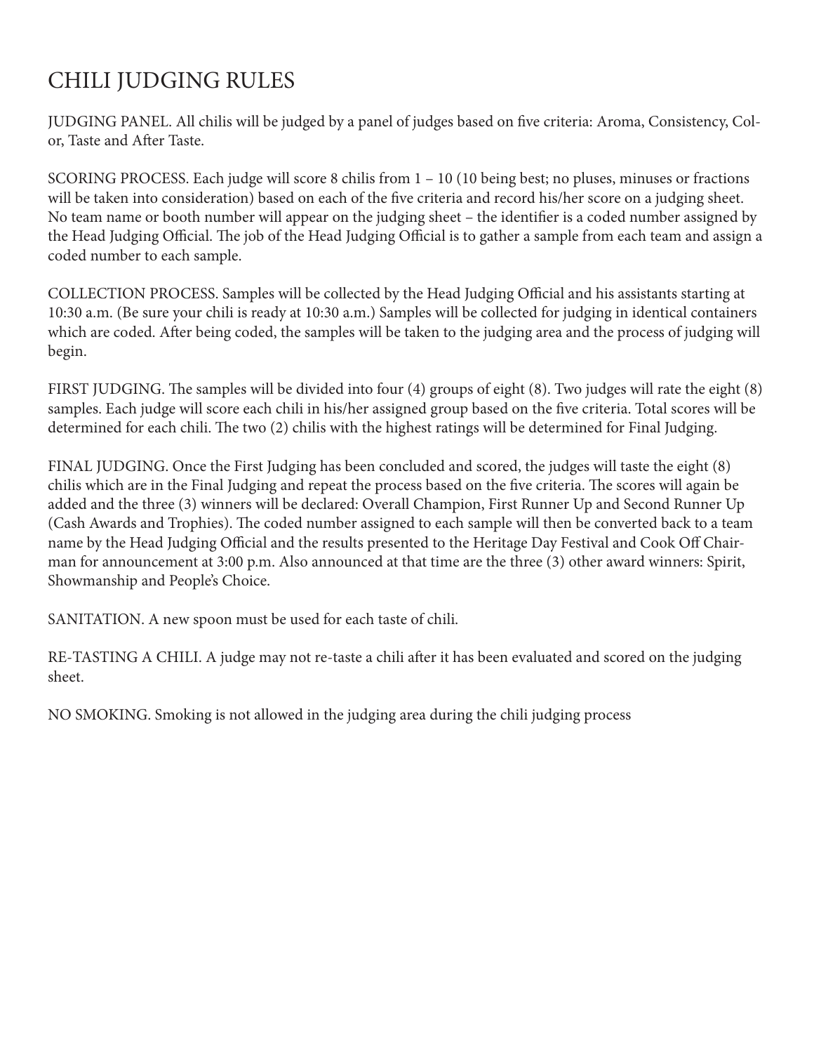# CHILI JUDGING RULES

JUDGING PANEL. All chilis will be judged by a panel of judges based on five criteria: Aroma, Consistency, Color, Taste and After Taste.

SCORING PROCESS. Each judge will score 8 chilis from 1 – 10 (10 being best; no pluses, minuses or fractions will be taken into consideration) based on each of the five criteria and record his/her score on a judging sheet. No team name or booth number will appear on the judging sheet – the identifier is a coded number assigned by the Head Judging Official. The job of the Head Judging Official is to gather a sample from each team and assign a coded number to each sample.

COLLECTION PROCESS. Samples will be collected by the Head Judging Official and his assistants starting at 10:30 a.m. (Be sure your chili is ready at 10:30 a.m.) Samples will be collected for judging in identical containers which are coded. After being coded, the samples will be taken to the judging area and the process of judging will begin.

FIRST JUDGING. The samples will be divided into four (4) groups of eight (8). Two judges will rate the eight (8) samples. Each judge will score each chili in his/her assigned group based on the five criteria. Total scores will be determined for each chili. The two (2) chilis with the highest ratings will be determined for Final Judging.

FINAL JUDGING. Once the First Judging has been concluded and scored, the judges will taste the eight (8) chilis which are in the Final Judging and repeat the process based on the five criteria. The scores will again be added and the three (3) winners will be declared: Overall Champion, First Runner Up and Second Runner Up (Cash Awards and Trophies). The coded number assigned to each sample will then be converted back to a team name by the Head Judging Official and the results presented to the Heritage Day Festival and Cook Off Chairman for announcement at 3:00 p.m. Also announced at that time are the three (3) other award winners: Spirit, Showmanship and People's Choice.

SANITATION. A new spoon must be used for each taste of chili.

RE-TASTING A CHILI. A judge may not re-taste a chili after it has been evaluated and scored on the judging sheet.

NO SMOKING. Smoking is not allowed in the judging area during the chili judging process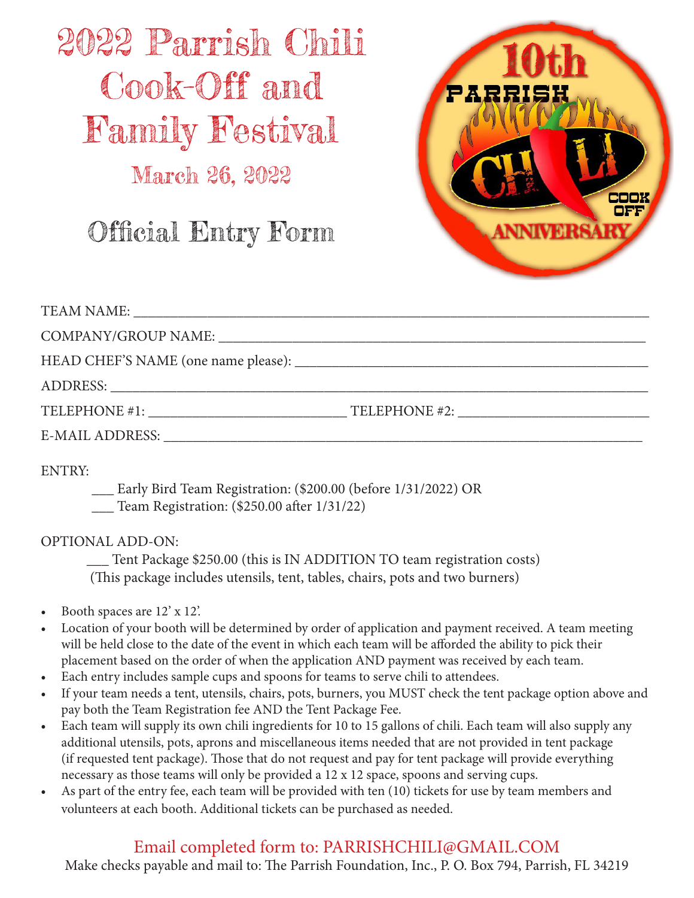# 2022 Parrish Chili Cook-Off and Family Festival

## March 26, 2022

## Official Entry Form

10th PARRISH CHILI COOK OFF ANNIVERSARY

TEAM NAME: ___________________________________________

COMPANY/GROUP NAME: ___________________________________________

HEAD CHEF'S NAME (one name please): ___________________________________________

ADDRESS: ___________________________________________

TELEPHONE #1: ___________________ TELEPHONE #2: ___________________

E-MAIL ADDRESS: ___________________________________________

ENTRY:

___ Early Bird Team Registration: ($200.00 (before 1/31/2022) OR

___ Team Registration: ($250.00 after 1/31/22)

OPTIONAL ADD-ON:

___ Tent Package $250.00 (this is IN ADDITION TO team registration costs)
(This package includes utensils, tent, tables, chairs, pots and two burners)

- Booth spaces are 12' x 12'.
- Location of your booth will be determined by order of application and payment received. A team meeting will be held close to the date of the event in which each team will be afforded the ability to pick their placement based on the order of when the application AND payment was received by each team.
- Each entry includes sample cups and spoons for teams to serve chili to attendees.
- If your team needs a tent, utensils, chairs, pots, burners, you MUST check the tent package option above and pay both the Team Registration fee AND the Tent Package Fee.
- Each team will supply its own chili ingredients for 10 to 15 gallons of chili. Each team will also supply any additional utensils, pots, aprons and miscellaneous items needed that are not provided in tent package (if requested tent package). Those that do not request and pay for tent package will provide everything necessary as those teams will only be provided a 12 x 12 space, spoons and serving cups.
- As part of the entry fee, each team will be provided with ten (10) tickets for use by team members and volunteers at each booth. Additional tickets can be purchased as needed.

Email completed form to: PARRISHCHILI@GMAIL.COM

Make checks payable and mail to: The Parrish Foundation, Inc., P. O. Box 794, Parrish, FL 34219